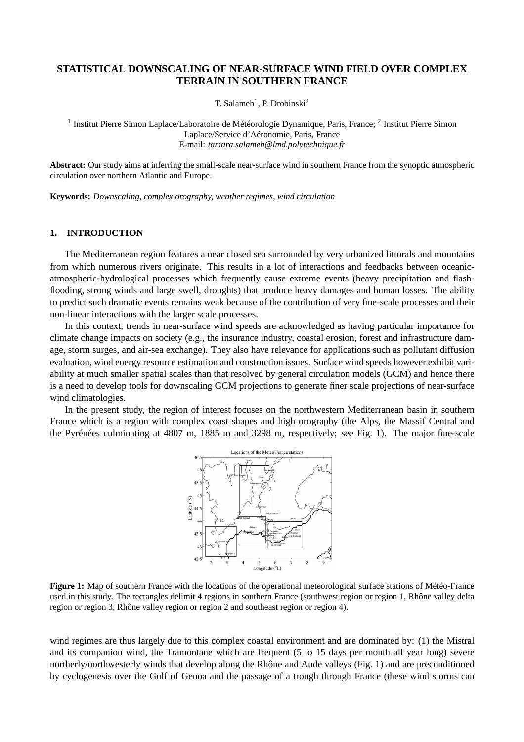# STATISTICAL DOWNSCALING OF NEAR-SURFACE WIND FIELD OVER COMPLEX TERRAIN IN SOUTHERN FRANCE

T. Salameh[1], P. Drobinski[2]

[1] Institut Pierre Simon Laplace/Laboratoire de Météorologie Dynamique, Paris, France; [2] Institut Pierre Simon Laplace/Service d'Aéronomie, Paris, France
E-mail: *tamara.salameh@lmd.polytechnique.fr*

**Abstract:** Our study aims at inferring the small-scale near-surface wind in southern France from the synoptic atmospheric circulation over northern Atlantic and Europe.

**Keywords:** *Downscaling, complex orography, weather regimes, wind circulation*

## 1. INTRODUCTION

The Mediterranean region features a near closed sea surrounded by very urbanized littorals and mountains from which numerous rivers originate. This results in a lot of interactions and feedbacks between oceanic-atmospheric-hydrological processes which frequently cause extreme events (heavy precipitation and flash-flooding, strong winds and large swell, droughts) that produce heavy damages and human losses. The ability to predict such dramatic events remains weak because of the contribution of very fine-scale processes and their non-linear interactions with the larger scale processes.

In this context, trends in near-surface wind speeds are acknowledged as having particular importance for climate change impacts on society (e.g., the insurance industry, coastal erosion, forest and infrastructure damage, storm surges, and air-sea exchange). They also have relevance for applications such as pollutant diffusion evaluation, wind energy resource estimation and construction issues. Surface wind speeds however exhibit variability at much smaller spatial scales than that resolved by general circulation models (GCM) and hence there is a need to develop tools for downscaling GCM projections to generate finer scale projections of near-surface wind climatologies.

In the present study, the region of interest focuses on the northwestern Mediterranean basin in southern France which is a region with complex coast shapes and high orography (the Alps, the Massif Central and the Pyrénées culminating at 4807 m, 1885 m and 3298 m, respectively; see Fig. 1). The major fine-scale

**Figure 1:** Map of southern France with the locations of the operational meteorological surface stations of Météo-France used in this study. The rectangles delimit 4 regions in southern France (southwest region or region 1, Rhône valley delta region or region 3, Rhône valley region or region 2 and southeast region or region 4).

wind regimes are thus largely due to this complex coastal environment and are dominated by: (1) the Mistral and its companion wind, the Tramontane which are frequent (5 to 15 days per month all year long) severe northerly/northwesterly winds that develop along the Rhône and Aude valleys (Fig. 1) and are preconditioned by cyclogenesis over the Gulf of Genoa and the passage of a trough through France (these wind storms can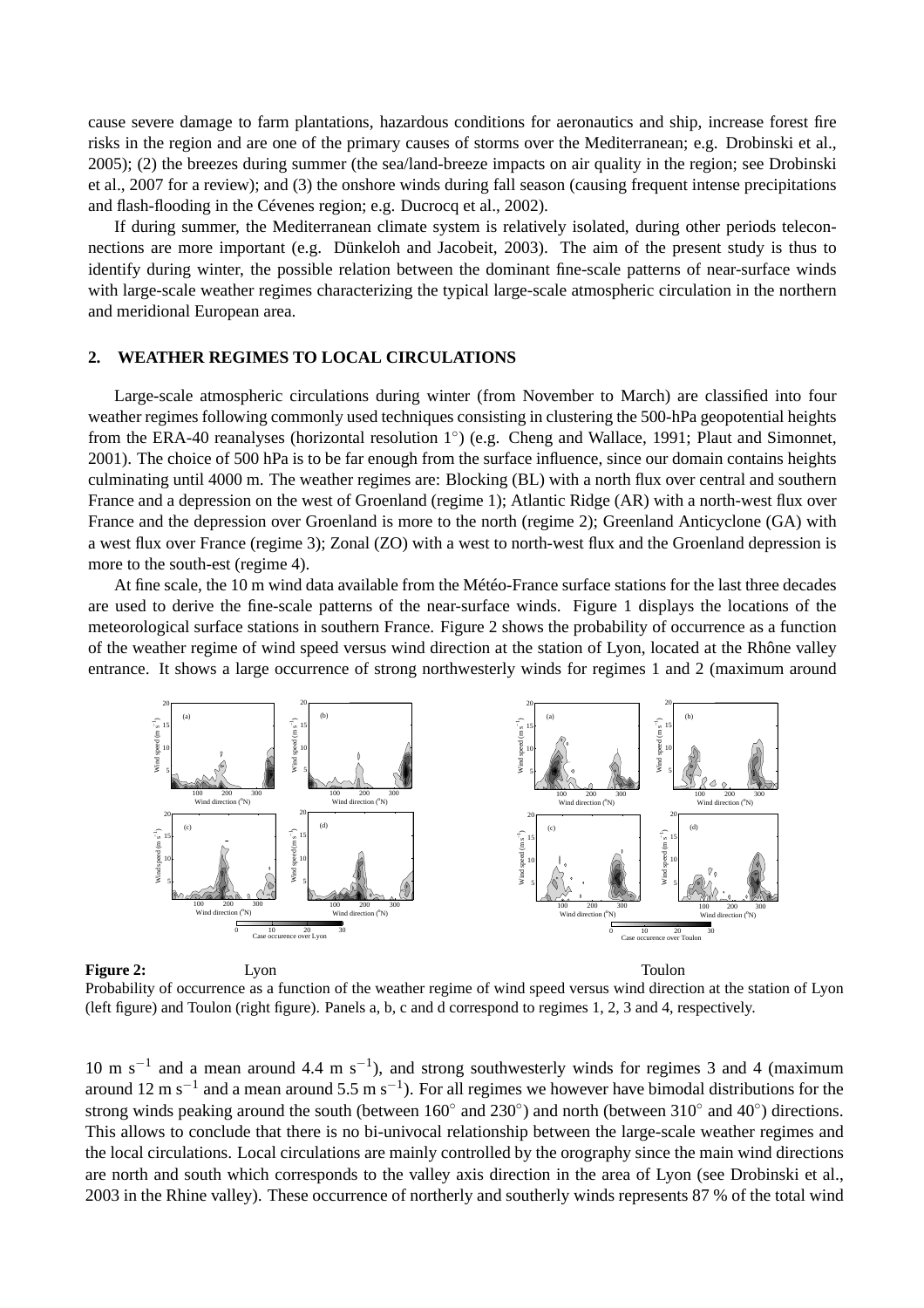cause severe damage to farm plantations, hazardous conditions for aeronautics and ship, increase forest fire risks in the region and are one of the primary causes of storms over the Mediterranean; e.g. Drobinski et al., 2005); (2) the breezes during summer (the sea/land-breeze impacts on air quality in the region; see Drobinski et al., 2007 for a review); and (3) the onshore winds during fall season (causing frequent intense precipitations and flash-flooding in the Cévenes region; e.g. Ducrocq et al., 2002).

If during summer, the Mediterranean climate system is relatively isolated, during other periods teleconnections are more important (e.g. Dünkeloh and Jacobeit, 2003). The aim of the present study is thus to identify during winter, the possible relation between the dominant fine-scale patterns of near-surface winds with large-scale weather regimes characterizing the typical large-scale atmospheric circulation in the northern and meridional European area.

## 2. WEATHER REGIMES TO LOCAL CIRCULATIONS

Large-scale atmospheric circulations during winter (from November to March) are classified into four weather regimes following commonly used techniques consisting in clustering the 500-hPa geopotential heights from the ERA-40 reanalyses (horizontal resolution 1°) (e.g. Cheng and Wallace, 1991; Plaut and Simonnet, 2001). The choice of 500 hPa is to be far enough from the surface influence, since our domain contains heights culminating until 4000 m. The weather regimes are: Blocking (BL) with a north flux over central and southern France and a depression on the west of Groenland (regime 1); Atlantic Ridge (AR) with a north-west flux over France and the depression over Groenland is more to the north (regime 2); Greenland Anticyclone (GA) with a west flux over France (regime 3); Zonal (ZO) with a west to north-west flux and the Groenland depression is more to the south-est (regime 4).

At fine scale, the 10 m wind data available from the Météo-France surface stations for the last three decades are used to derive the fine-scale patterns of the near-surface winds. Figure 1 displays the locations of the meteorological surface stations in southern France. Figure 2 shows the probability of occurrence as a function of the weather regime of wind speed versus wind direction at the station of Lyon, located at the Rhône valley entrance. It shows a large occurrence of strong northwesterly winds for regimes 1 and 2 (maximum around

**Figure 2:** Lyon Toulon

Probability of occurrence as a function of the weather regime of wind speed versus wind direction at the station of Lyon (left figure) and Toulon (right figure). Panels a, b, c and d correspond to regimes 1, 2, 3 and 4, respectively.

10 m s$^{-1}$ and a mean around 4.4 m s$^{-1}$), and strong southwesterly winds for regimes 3 and 4 (maximum around 12 m s$^{-1}$ and a mean around 5.5 m s$^{-1}$). For all regimes we however have bimodal distributions for the strong winds peaking around the south (between 160° and 230°) and north (between 310° and 40°) directions. This allows to conclude that there is no bi-univocal relationship between the large-scale weather regimes and the local circulations. Local circulations are mainly controlled by the orography since the main wind directions are north and south which corresponds to the valley axis direction in the area of Lyon (see Drobinski et al., 2003 in the Rhine valley). These occurrence of northerly and southerly winds represents 87 % of the total wind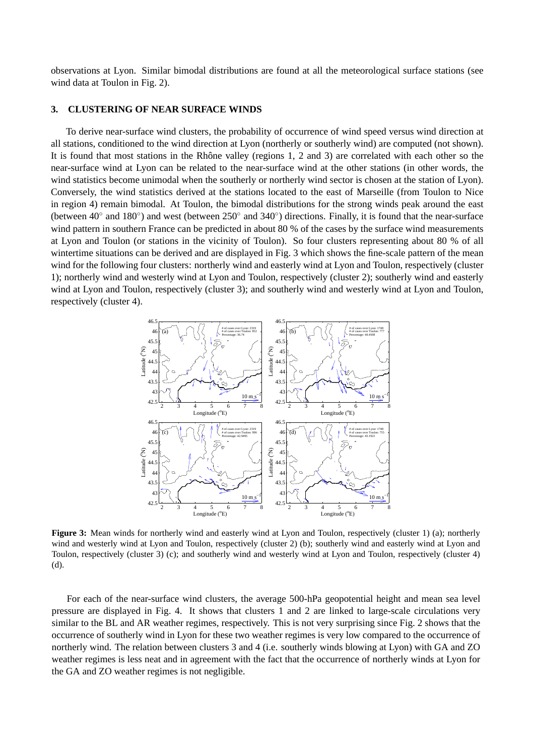observations at Lyon. Similar bimodal distributions are found at all the meteorological surface stations (see wind data at Toulon in Fig. 2).

## 3. CLUSTERING OF NEAR SURFACE WINDS

To derive near-surface wind clusters, the probability of occurrence of wind speed versus wind direction at all stations, conditioned to the wind direction at Lyon (northerly or southerly wind) are computed (not shown). It is found that most stations in the Rhône valley (regions 1, 2 and 3) are correlated with each other so the near-surface wind at Lyon can be related to the near-surface wind at the other stations (in other words, the wind statistics become unimodal when the southerly or northerly wind sector is chosen at the station of Lyon). Conversely, the wind statistics derived at the stations located to the east of Marseille (from Toulon to Nice in region 4) remain bimodal. At Toulon, the bimodal distributions for the strong winds peak around the east (between 40° and 180°) and west (between 250° and 340°) directions. Finally, it is found that the near-surface wind pattern in southern France can be predicted in about 80 % of the cases by the surface wind measurements at Lyon and Toulon (or stations in the vicinity of Toulon). So four clusters representing about 80 % of all wintertime situations can be derived and are displayed in Fig. 3 which shows the fine-scale pattern of the mean wind for the following four clusters: northerly wind and easterly wind at Lyon and Toulon, respectively (cluster 1); northerly wind and westerly wind at Lyon and Toulon, respectively (cluster 2); southerly wind and easterly wind at Lyon and Toulon, respectively (cluster 3); and southerly wind and westerly wind at Lyon and Toulon, respectively (cluster 4).

**Figure 3:** Mean winds for northerly wind and easterly wind at Lyon and Toulon, respectively (cluster 1) (a); northerly wind and westerly wind at Lyon and Toulon, respectively (cluster 2) (b); southerly wind and easterly wind at Lyon and Toulon, respectively (cluster 3) (c); and southerly wind and westerly wind at Lyon and Toulon, respectively (cluster 4) (d).

For each of the near-surface wind clusters, the average 500-hPa geopotential height and mean sea level pressure are displayed in Fig. 4. It shows that clusters 1 and 2 are linked to large-scale circulations very similar to the BL and AR weather regimes, respectively. This is not very surprising since Fig. 2 shows that the occurrence of southerly wind in Lyon for these two weather regimes is very low compared to the occurrence of northerly wind. The relation between clusters 3 and 4 (i.e. southerly winds blowing at Lyon) with GA and ZO weather regimes is less neat and in agreement with the fact that the occurrence of northerly winds at Lyon for the GA and ZO weather regimes is not negligible.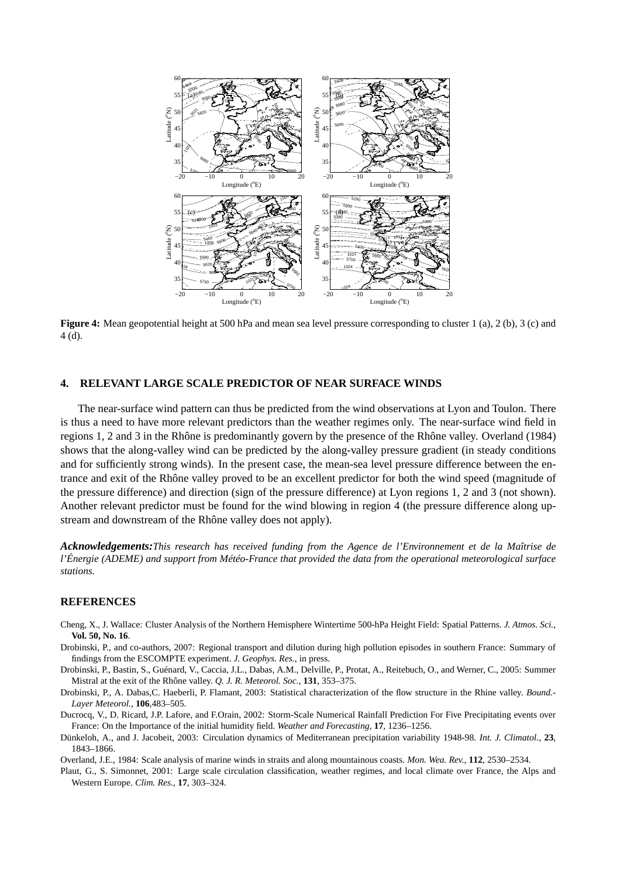Figure 4: Mean geopotential height at 500 hPa and mean sea level pressure corresponding to cluster 1 (a), 2 (b), 3 (c) and 4 (d).

## 4. RELEVANT LARGE SCALE PREDICTOR OF NEAR SURFACE WINDS

The near-surface wind pattern can thus be predicted from the wind observations at Lyon and Toulon. There is thus a need to have more relevant predictors than the weather regimes only. The near-surface wind field in regions 1, 2 and 3 in the Rhône is predominantly govern by the presence of the Rhône valley. Overland (1984) shows that the along-valley wind can be predicted by the along-valley pressure gradient (in steady conditions and for sufficiently strong winds). In the present case, the mean-sea level pressure difference between the entrance and exit of the Rhône valley proved to be an excellent predictor for both the wind speed (magnitude of the pressure difference) and direction (sign of the pressure difference) at Lyon regions 1, 2 and 3 (not shown). Another relevant predictor must be found for the wind blowing in region 4 (the pressure difference along upstream and downstream of the Rhône valley does not apply).

***Acknowledgements:*** *This research has received funding from the Agence de l'Environnement et de la Maîtrise de l'Énergie (ADEME) and support from Météo-France that provided the data from the operational meteorological surface stations.*

## REFERENCES

Cheng, X., J. Wallace: Cluster Analysis of the Northern Hemisphere Wintertime 500-hPa Height Field: Spatial Patterns. *J. Atmos. Sci.*, **Vol. 50, No. 16**.

Drobinski, P., and co-authors, 2007: Regional transport and dilution during high pollution episodes in southern France: Summary of findings from the ESCOMPTE experiment. *J. Geophys. Res.*, in press.

Drobinski, P., Bastin, S., Guénard, V., Caccia, J.L., Dabas, A.M., Delville, P., Protat, A., Reitebuch, O., and Werner, C., 2005: Summer Mistral at the exit of the Rhône valley. *Q. J. R. Meteorol. Soc.*, **131**, 353–375.

Drobinski, P., A. Dabas,C. Haeberli, P. Flamant, 2003: Statistical characterization of the flow structure in the Rhine valley. *Bound.-Layer Meteorol.*, **106**,483–505.

Ducrocq, V., D. Ricard, J.P. Lafore, and F.Orain, 2002: Storm-Scale Numerical Rainfall Prediction For Five Precipitating events over France: On the Importance of the initial humidity field. *Weather and Forecasting*, **17**, 1236–1256.

Dünkeloh, A., and J. Jacobeit, 2003: Circulation dynamics of Mediterranean precipitation variability 1948-98. *Int. J. Climatol.*, **23**, 1843–1866.

Overland, J.E., 1984: Scale analysis of marine winds in straits and along mountainous coasts. *Mon. Wea. Rev.*, **112**, 2530–2534.

Plaut, G., S. Simonnet, 2001: Large scale circulation classification, weather regimes, and local climate over France, the Alps and Western Europe. *Clim. Res.*, **17**, 303–324.